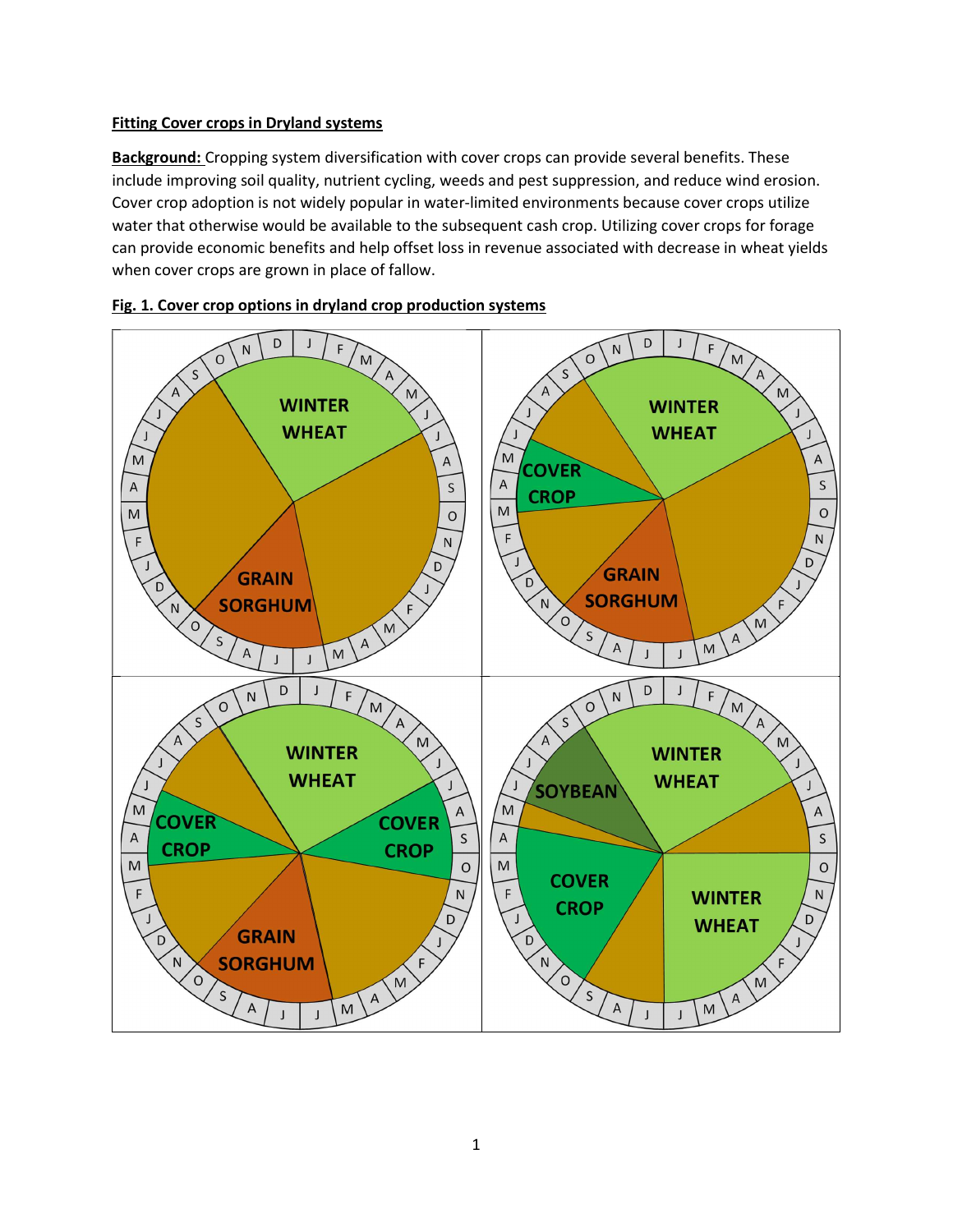**Fitting Cover crops in Dryland systems**

**Background:** Cropping system diversification with cover crops can provide several benefits. These include improving soil quality, nutrient cycling, weeds and pest suppression, and reduce wind erosion. Cover crop adoption is not widely popular in water-limited environments because cover crops utilize water that otherwise would be available to the subsequent cash crop. Utilizing cover crops for forage can provide economic benefits and help offset loss in revenue associated with decrease in wheat yields when cover crops are grown in place of fallow.

**Fig. 1. Cover crop options in dryland crop production systems**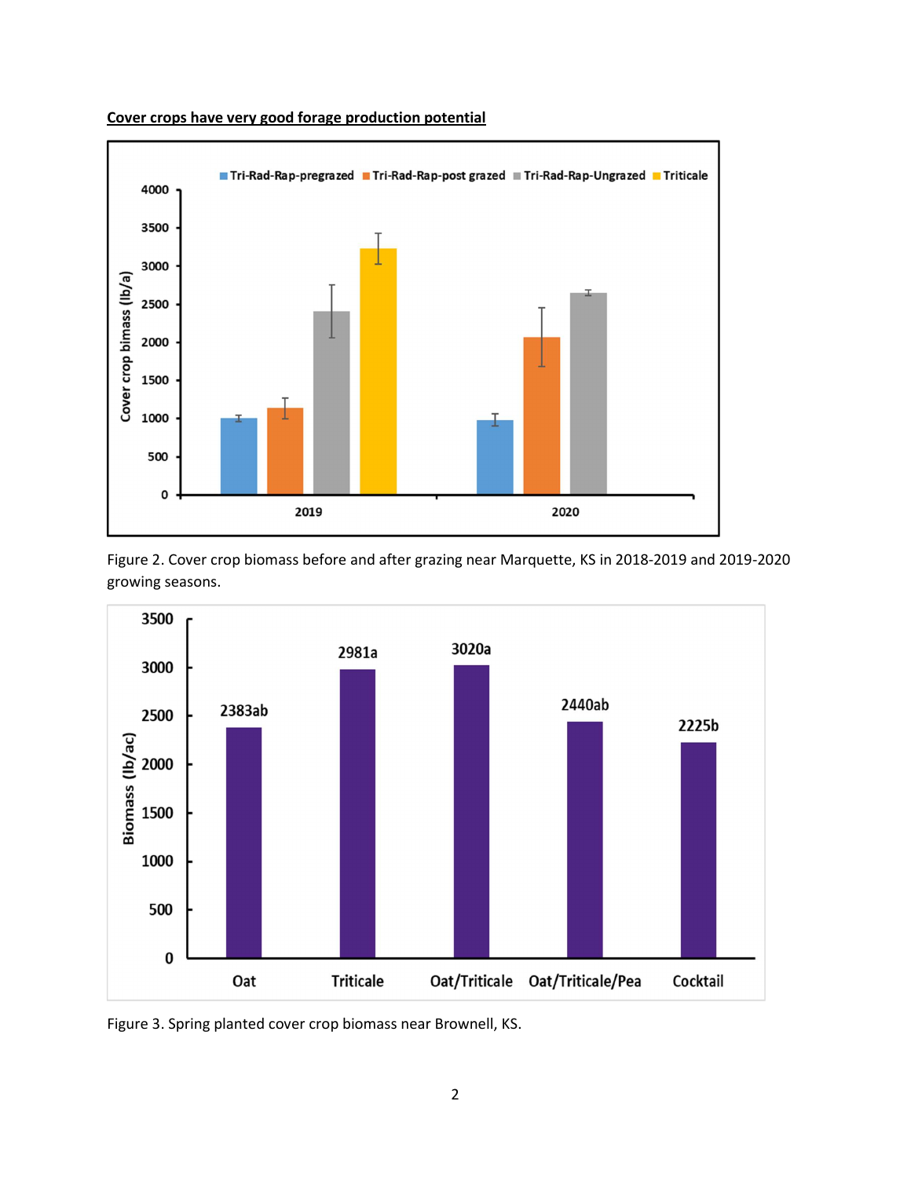**Cover crops have very good forage production potential**

Figure 2. Cover crop biomass before and after grazing near Marquette, KS in 2018-2019 and 2019-2020 growing seasons.

Figure 3. Spring planted cover crop biomass near Brownell, KS.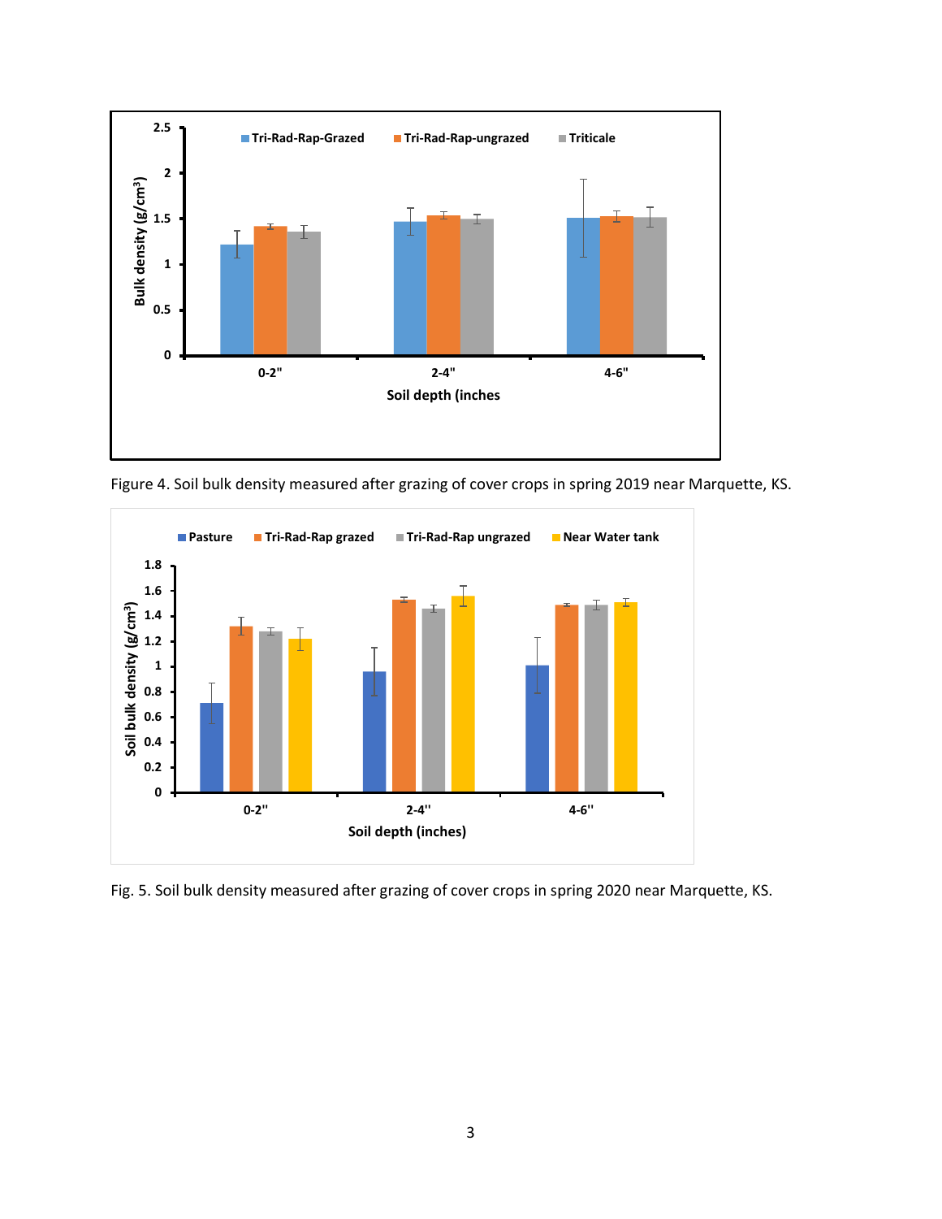Figure 4. Soil bulk density measured after grazing of cover crops in spring 2019 near Marquette, KS.

Fig. 5. Soil bulk density measured after grazing of cover crops in spring 2020 near Marquette, KS.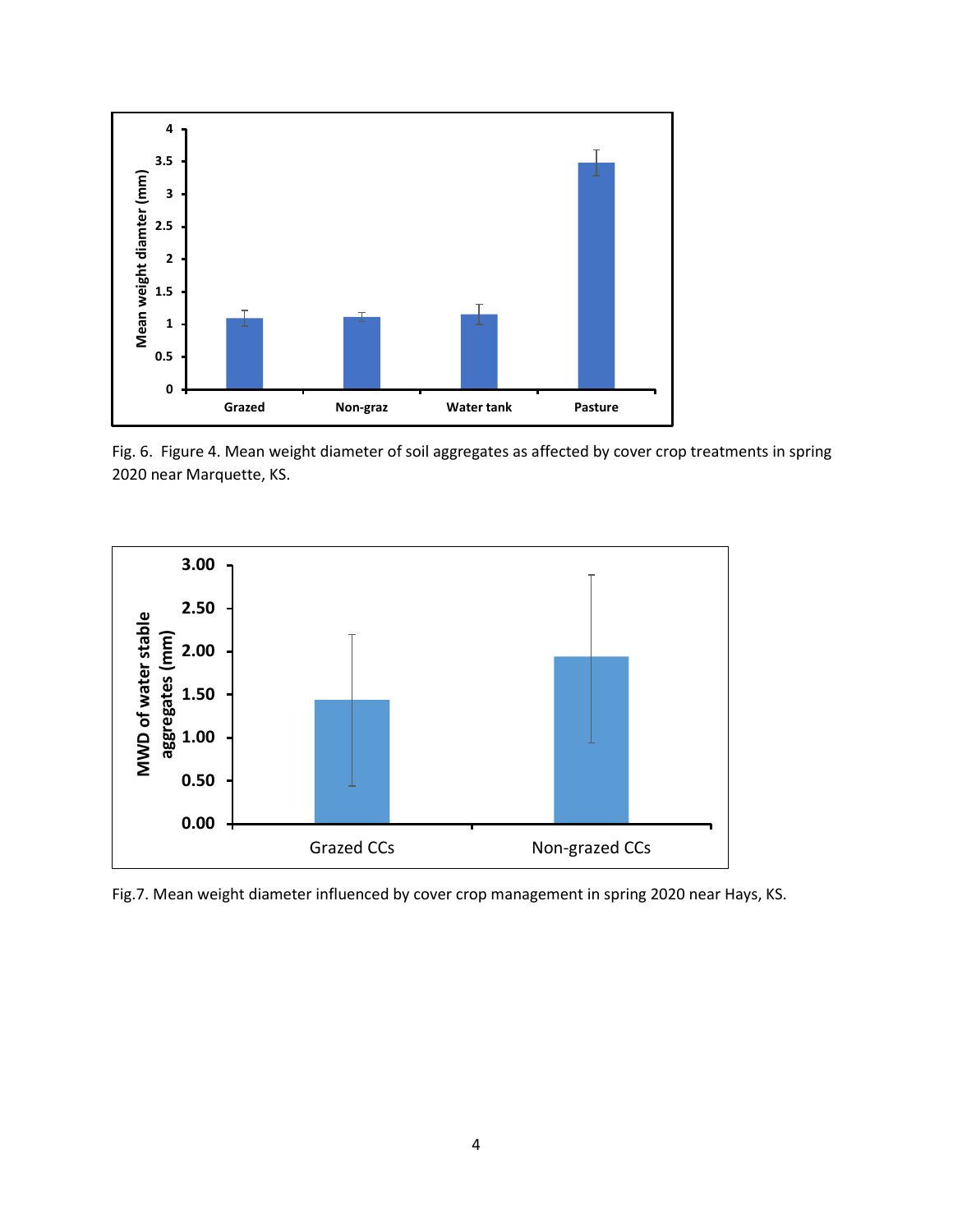Fig. 6. Figure 4. Mean weight diameter of soil aggregates as affected by cover crop treatments in spring 2020 near Marquette, KS.

Fig.7. Mean weight diameter influenced by cover crop management in spring 2020 near Hays, KS.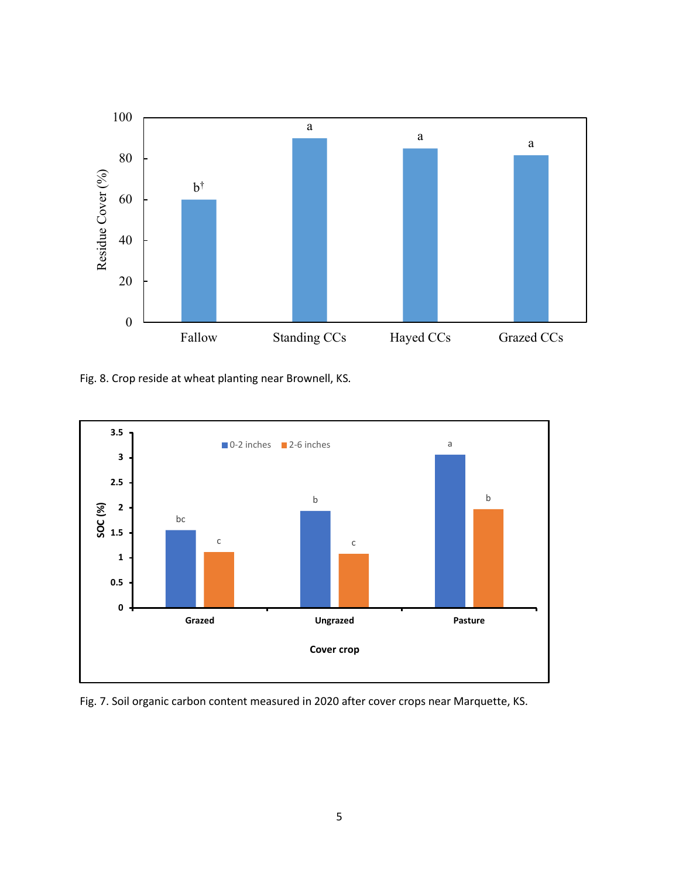Fig. 8. Crop reside at wheat planting near Brownell, KS.

Fig. 7. Soil organic carbon content measured in 2020 after cover crops near Marquette, KS.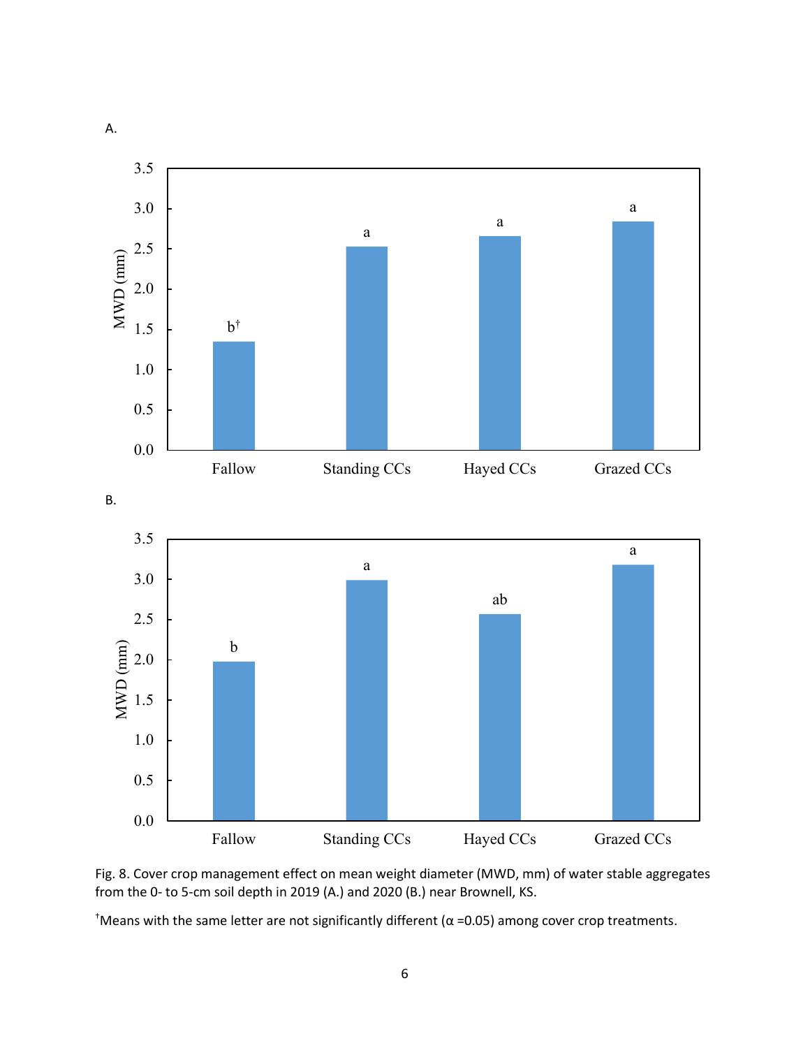A.

3.5
3.0
2.5
2.0
1.5
1.0
0.5
0.0

MWD (mm)

b†
a
a
a

Fallow
Standing CCs
Hayed CCs
Grazed CCs

B.

3.5
3.0
2.5
2.0
1.5
1.0
0.5
0.0

MWD (mm)

b
a
ab
a

Fallow
Standing CCs
Hayed CCs
Grazed CCs

Fig. 8. Cover crop management effect on mean weight diameter (MWD, mm) of water stable aggregates from the 0- to 5-cm soil depth in 2019 (A.) and 2020 (B.) near Brownell, KS.

†Means with the same letter are not significantly different ($\alpha$ =0.05) among cover crop treatments.